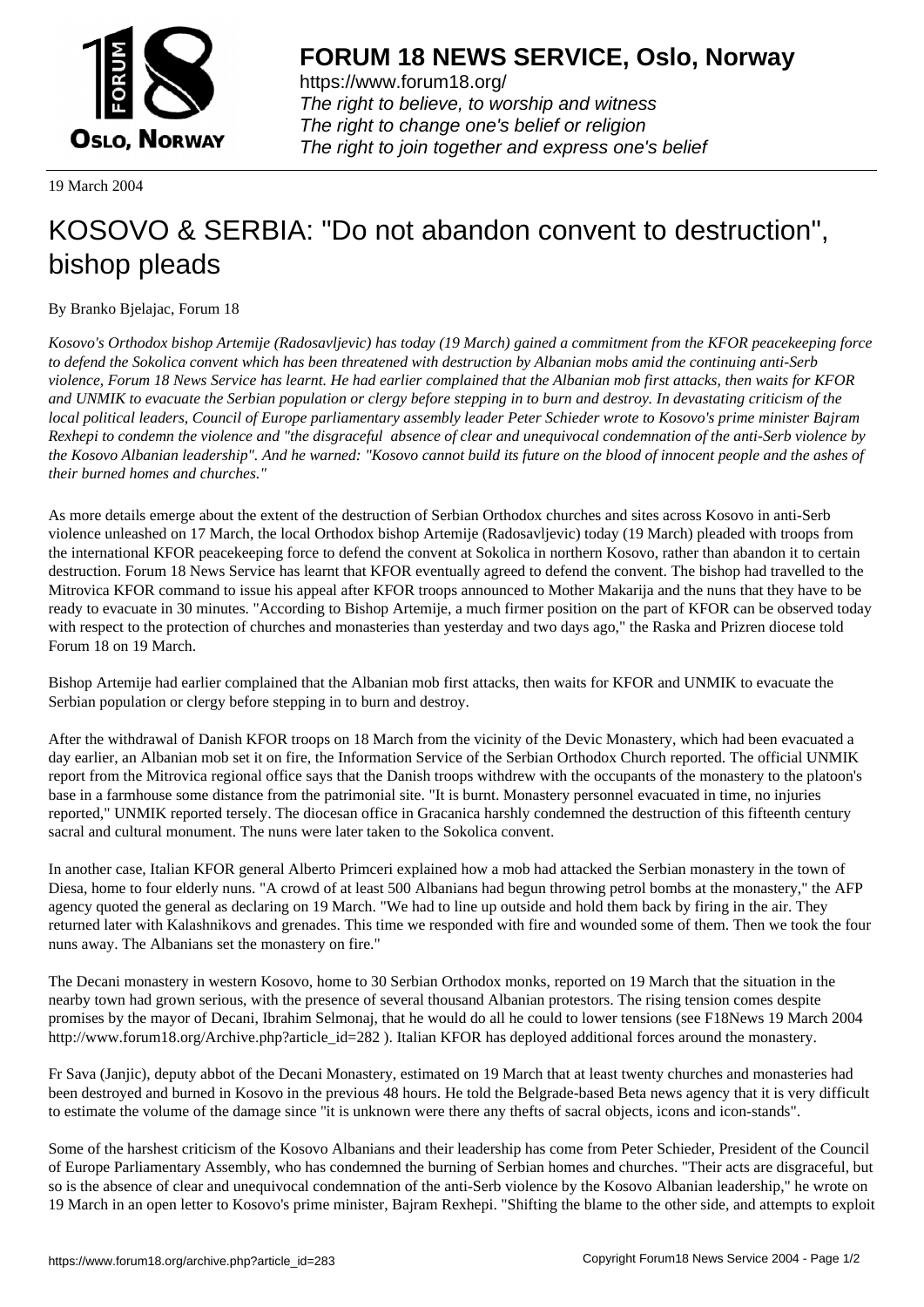# FORUM 18 NEWS SERVICE, Oslo, Norway

https://www.forum18.org/
*The right to believe, to worship and witness*
*The right to change one's belief or religion*
*The right to join together and express one's belief*

19 March 2004

## KOSOVO & SERBIA: "Do not abandon convent to destruction", bishop pleads

By Branko Bjelajac, Forum 18

*Kosovo's Orthodox bishop Artemije (Radosavljevic) has today (19 March) gained a commitment from the KFOR peacekeeping force to defend the Sokolica convent which has been threatened with destruction by Albanian mobs amid the continuing anti-Serb violence, Forum 18 News Service has learnt. He had earlier complained that the Albanian mob first attacks, then waits for KFOR and UNMIK to evacuate the Serbian population or clergy before stepping in to burn and destroy. In devastating criticism of the local political leaders, Council of Europe parliamentary assembly leader Peter Schieder wrote to Kosovo's prime minister Bajram Rexhepi to condemn the violence and "the disgraceful absence of clear and unequivocal condemnation of the anti-Serb violence by the Kosovo Albanian leadership". And he warned: "Kosovo cannot build its future on the blood of innocent people and the ashes of their burned homes and churches."*

As more details emerge about the extent of the destruction of Serbian Orthodox churches and sites across Kosovo in anti-Serb violence unleashed on 17 March, the local Orthodox bishop Artemije (Radosavljevic) today (19 March) pleaded with troops from the international KFOR peacekeeping force to defend the convent at Sokolica in northern Kosovo, rather than abandon it to certain destruction. Forum 18 News Service has learnt that KFOR eventually agreed to defend the convent. The bishop had travelled to the Mitrovica KFOR command to issue his appeal after KFOR troops announced to Mother Makarija and the nuns that they have to be ready to evacuate in 30 minutes. "According to Bishop Artemije, a much firmer position on the part of KFOR can be observed today with respect to the protection of churches and monasteries than yesterday and two days ago," the Raska and Prizren diocese told Forum 18 on 19 March.

Bishop Artemije had earlier complained that the Albanian mob first attacks, then waits for KFOR and UNMIK to evacuate the Serbian population or clergy before stepping in to burn and destroy.

After the withdrawal of Danish KFOR troops on 18 March from the vicinity of the Devic Monastery, which had been evacuated a day earlier, an Albanian mob set it on fire, the Information Service of the Serbian Orthodox Church reported. The official UNMIK report from the Mitrovica regional office says that the Danish troops withdrew with the occupants of the monastery to the platoon's base in a farmhouse some distance from the patrimonial site. "It is burnt. Monastery personnel evacuated in time, no injuries reported," UNMIK reported tersely. The diocesan office in Gracanica harshly condemned the destruction of this fifteenth century sacral and cultural monument. The nuns were later taken to the Sokolica convent.

In another case, Italian KFOR general Alberto Primceri explained how a mob had attacked the Serbian monastery in the town of Diesa, home to four elderly nuns. "A crowd of at least 500 Albanians had begun throwing petrol bombs at the monastery," the AFP agency quoted the general as declaring on 19 March. "We had to line up outside and hold them back by firing in the air. They returned later with Kalashnikovs and grenades. This time we responded with fire and wounded some of them. Then we took the four nuns away. The Albanians set the monastery on fire."

The Decani monastery in western Kosovo, home to 30 Serbian Orthodox monks, reported on 19 March that the situation in the nearby town had grown serious, with the presence of several thousand Albanian protestors. The rising tension comes despite promises by the mayor of Decani, Ibrahim Selmonaj, that he would do all he could to lower tensions (see F18News 19 March 2004 http://www.forum18.org/Archive.php?article_id=282 ). Italian KFOR has deployed additional forces around the monastery.

Fr Sava (Janjic), deputy abbot of the Decani Monastery, estimated on 19 March that at least twenty churches and monasteries had been destroyed and burned in Kosovo in the previous 48 hours. He told the Belgrade-based Beta news agency that it is very difficult to estimate the volume of the damage since "it is unknown were there any thefts of sacral objects, icons and icon-stands".

Some of the harshest criticism of the Kosovo Albanians and their leadership has come from Peter Schieder, President of the Council of Europe Parliamentary Assembly, who has condemned the burning of Serbian homes and churches. "Their acts are disgraceful, but so is the absence of clear and unequivocal condemnation of the anti-Serb violence by the Kosovo Albanian leadership," he wrote on 19 March in an open letter to Kosovo's prime minister, Bajram Rexhepi. "Shifting the blame to the other side, and attempts to exploit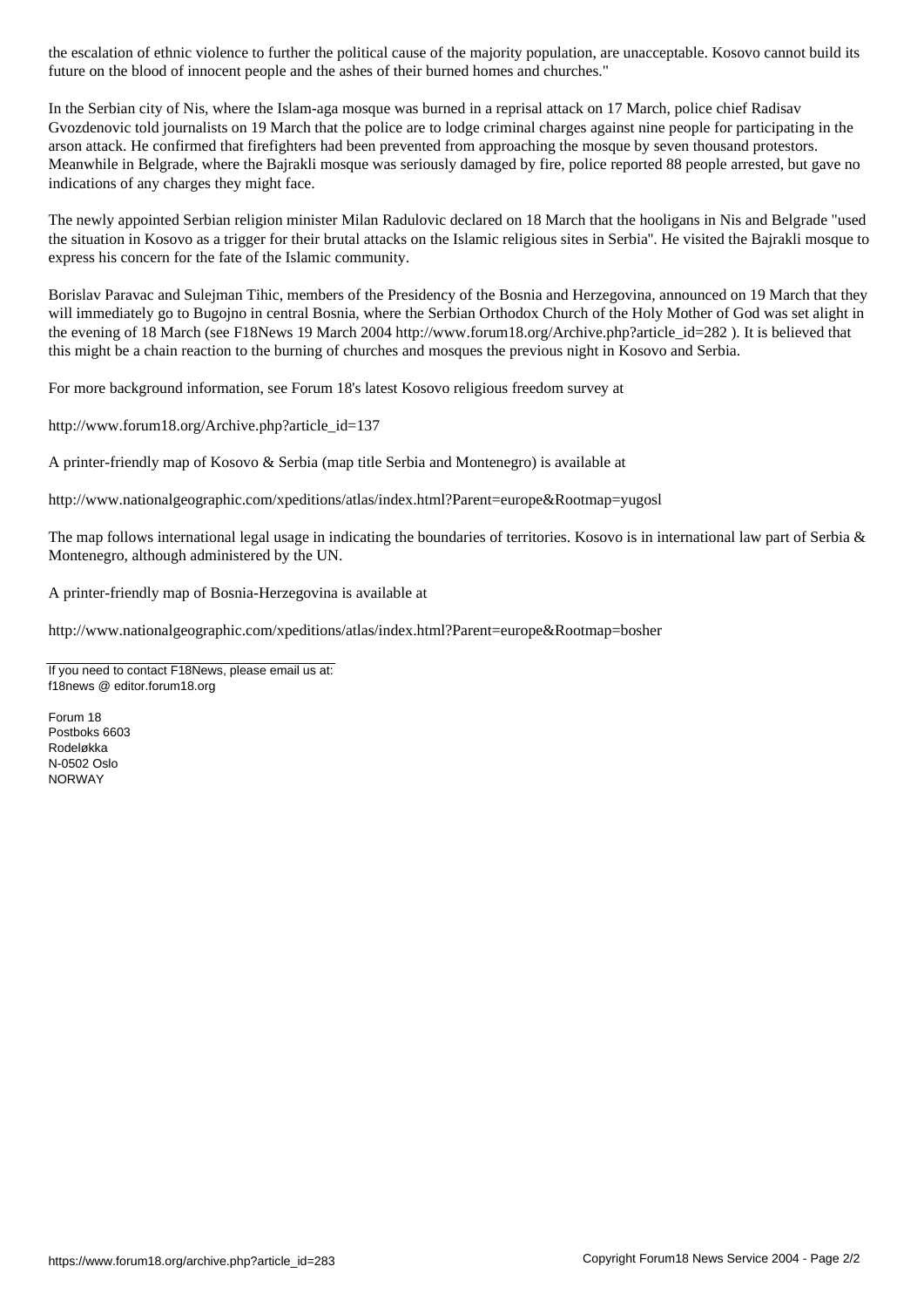the escalation of ethnic violence to further the political cause of the majority population, are unacceptable. Kosovo cannot build its future on the blood of innocent people and the ashes of their burned homes and churches."

In the Serbian city of Nis, where the Islam-aga mosque was burned in a reprisal attack on 17 March, police chief Radisav Gvozdenovic told journalists on 19 March that the police are to lodge criminal charges against nine people for participating in the arson attack. He confirmed that firefighters had been prevented from approaching the mosque by seven thousand protestors. Meanwhile in Belgrade, where the Bajrakli mosque was seriously damaged by fire, police reported 88 people arrested, but gave no indications of any charges they might face.

The newly appointed Serbian religion minister Milan Radulovic declared on 18 March that the hooligans in Nis and Belgrade "used the situation in Kosovo as a trigger for their brutal attacks on the Islamic religious sites in Serbia". He visited the Bajrakli mosque to express his concern for the fate of the Islamic community.

Borislav Paravac and Sulejman Tihic, members of the Presidency of the Bosnia and Herzegovina, announced on 19 March that they will immediately go to Bugojno in central Bosnia, where the Serbian Orthodox Church of the Holy Mother of God was set alight in the evening of 18 March (see F18News 19 March 2004 http://www.forum18.org/Archive.php?article_id=282 ). It is believed that this might be a chain reaction to the burning of churches and mosques the previous night in Kosovo and Serbia.

For more background information, see Forum 18's latest Kosovo religious freedom survey at

http://www.forum18.org/Archive.php?article_id=137

A printer-friendly map of Kosovo & Serbia (map title Serbia and Montenegro) is available at

http://www.nationalgeographic.com/xpeditions/atlas/index.html?Parent=europe&Rootmap=yugosl

The map follows international legal usage in indicating the boundaries of territories. Kosovo is in international law part of Serbia & Montenegro, although administered by the UN.

A printer-friendly map of Bosnia-Herzegovina is available at

http://www.nationalgeographic.com/xpeditions/atlas/index.html?Parent=europe&Rootmap=bosher

---

If you need to contact F18News, please email us at:
f18news @ editor.forum18.org

Forum 18
Postboks 6603
Rodeløkka
N-0502 Oslo
NORWAY